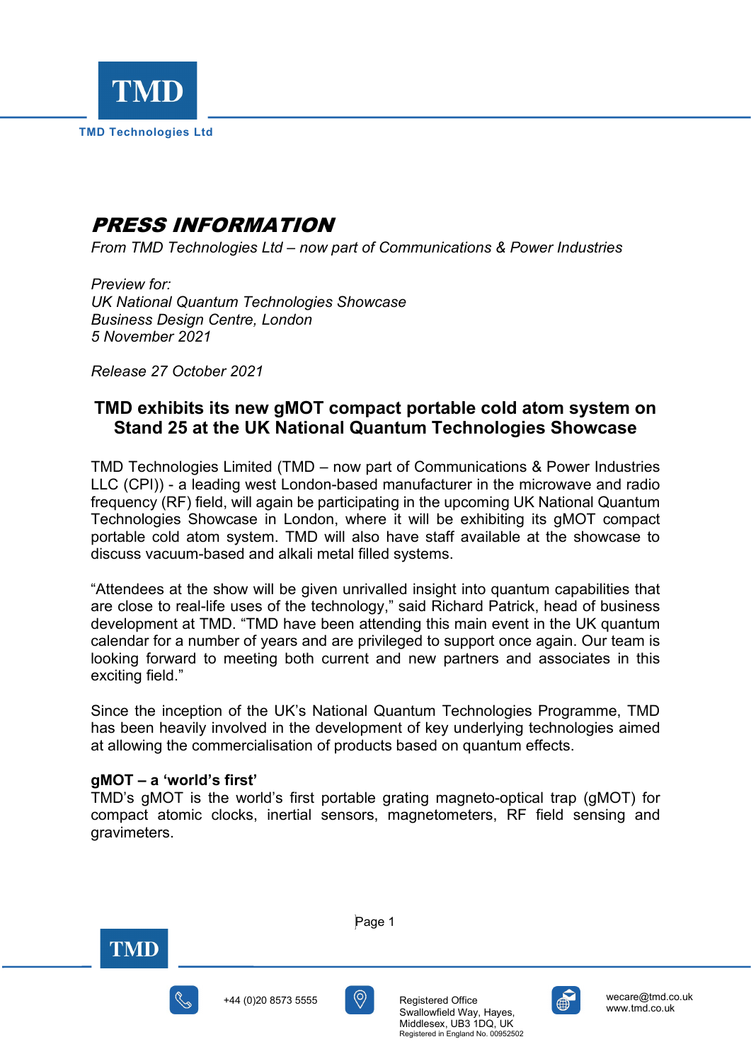TMD Technologies Ltd

# *PRESS INFORMATION*

*From TMD Technologies Ltd – now part of Communications & Power Industries*

*Preview for:*
*UK National Quantum Technologies Showcase*
*Business Design Centre, London*
*5 November 2021*

*Release 27 October 2021*

## TMD exhibits its new gMOT compact portable cold atom system on Stand 25 at the UK National Quantum Technologies Showcase

TMD Technologies Limited (TMD – now part of Communications & Power Industries LLC (CPI)) - a leading west London-based manufacturer in the microwave and radio frequency (RF) field, will again be participating in the upcoming UK National Quantum Technologies Showcase in London, where it will be exhibiting its gMOT compact portable cold atom system. TMD will also have staff available at the showcase to discuss vacuum-based and alkali metal filled systems.

"Attendees at the show will be given unrivalled insight into quantum capabilities that are close to real-life uses of the technology," said Richard Patrick, head of business development at TMD. "TMD have been attending this main event in the UK quantum calendar for a number of years and are privileged to support once again. Our team is looking forward to meeting both current and new partners and associates in this exciting field."

Since the inception of the UK's National Quantum Technologies Programme, TMD has been heavily involved in the development of key underlying technologies aimed at allowing the commercialisation of products based on quantum effects.

**gMOT – a 'world's first'**
TMD's gMOT is the world's first portable grating magneto-optical trap (gMOT) for compact atomic clocks, inertial sensors, magnetometers, RF field sensing and gravimeters.

+44 (0)20 8573 5555

Registered Office
Swallowfield Way, Hayes,
Middlesex, UB3 1DQ, UK
Registered in England No. 00952502

wecare@tmd.co.uk
www.tmd.co.uk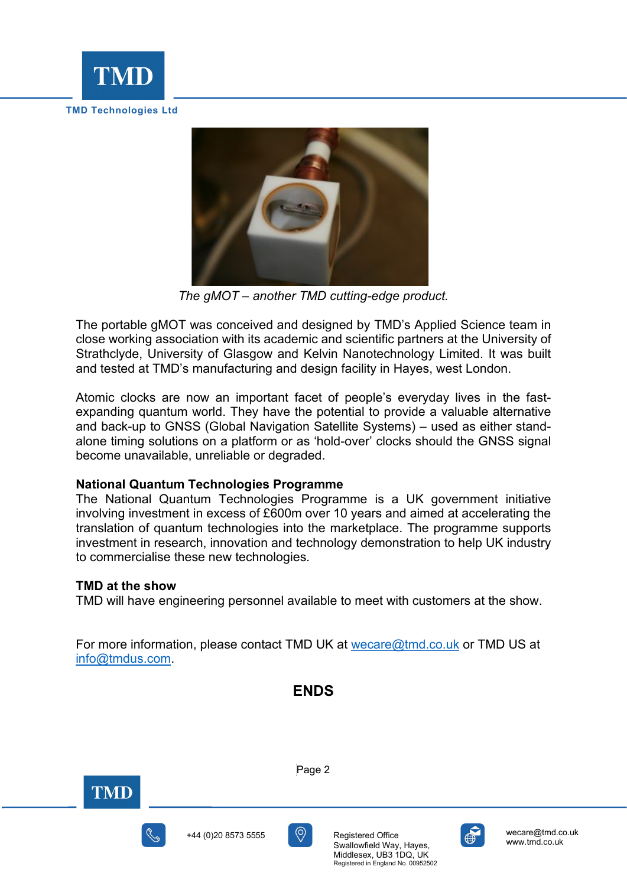*The gMOT – another TMD cutting-edge product.*

The portable gMOT was conceived and designed by TMD's Applied Science team in close working association with its academic and scientific partners at the University of Strathclyde, University of Glasgow and Kelvin Nanotechnology Limited. It was built and tested at TMD's manufacturing and design facility in Hayes, west London.

Atomic clocks are now an important facet of people's everyday lives in the fast-expanding quantum world. They have the potential to provide a valuable alternative and back-up to GNSS (Global Navigation Satellite Systems) – used as either stand-alone timing solutions on a platform or as 'hold-over' clocks should the GNSS signal become unavailable, unreliable or degraded.

**National Quantum Technologies Programme**

The National Quantum Technologies Programme is a UK government initiative involving investment in excess of £600m over 10 years and aimed at accelerating the translation of quantum technologies into the marketplace. The programme supports investment in research, innovation and technology demonstration to help UK industry to commercialise these new technologies.

**TMD at the show**

TMD will have engineering personnel available to meet with customers at the show.

For more information, please contact TMD UK at wecare@tmd.co.uk or TMD US at info@tmdus.com.

**ENDS**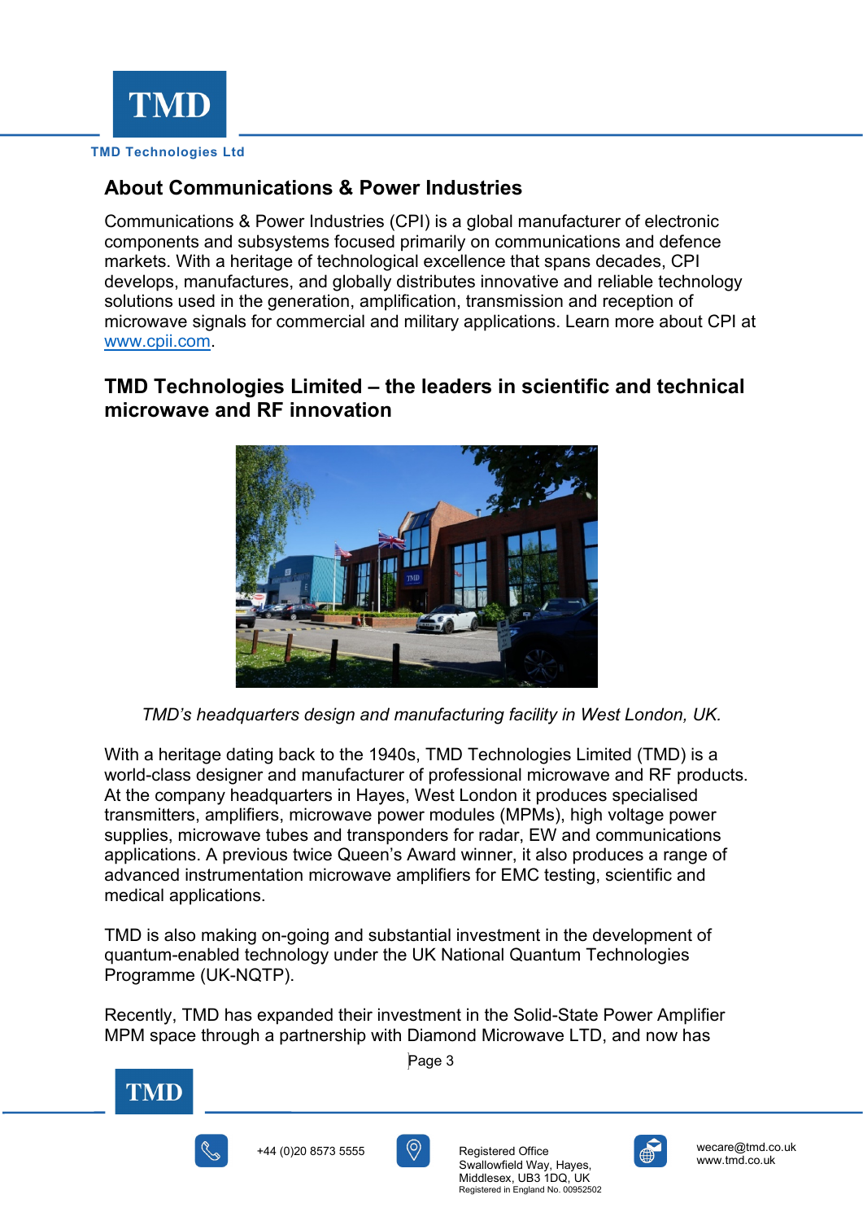## About Communications & Power Industries

Communications & Power Industries (CPI) is a global manufacturer of electronic components and subsystems focused primarily on communications and defence markets. With a heritage of technological excellence that spans decades, CPI develops, manufactures, and globally distributes innovative and reliable technology solutions used in the generation, amplification, transmission and reception of microwave signals for commercial and military applications. Learn more about CPI at www.cpii.com.

## TMD Technologies Limited – the leaders in scientific and technical microwave and RF innovation

*TMD's headquarters design and manufacturing facility in West London, UK.*

With a heritage dating back to the 1940s, TMD Technologies Limited (TMD) is a world-class designer and manufacturer of professional microwave and RF products. At the company headquarters in Hayes, West London it produces specialised transmitters, amplifiers, microwave power modules (MPMs), high voltage power supplies, microwave tubes and transponders for radar, EW and communications applications. A previous twice Queen's Award winner, it also produces a range of advanced instrumentation microwave amplifiers for EMC testing, scientific and medical applications.

TMD is also making on-going and substantial investment in the development of quantum-enabled technology under the UK National Quantum Technologies Programme (UK-NQTP).

Recently, TMD has expanded their investment in the Solid-State Power Amplifier MPM space through a partnership with Diamond Microwave LTD, and now has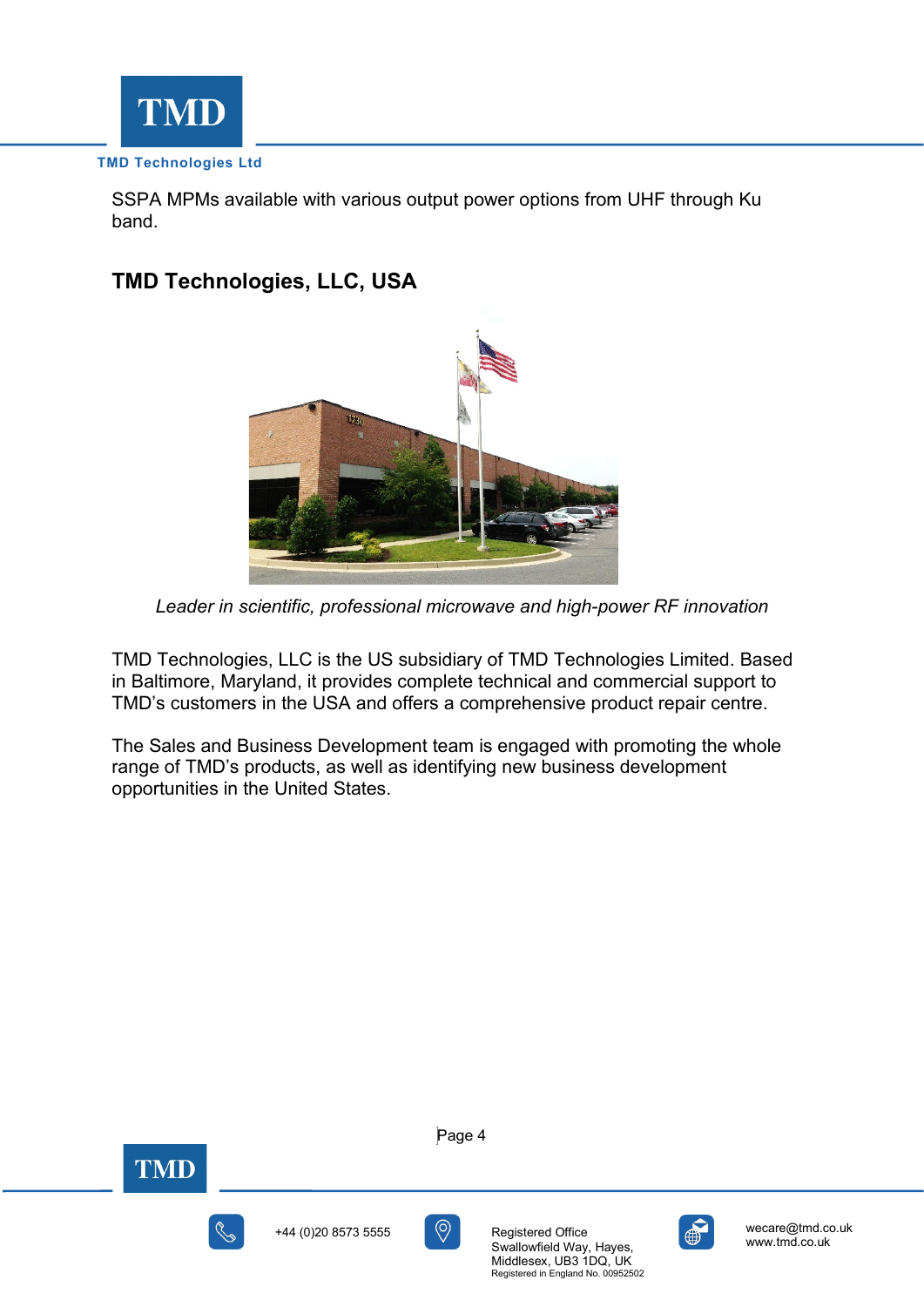SSPA MPMs available with various output power options from UHF through Ku band.

## TMD Technologies, LLC, USA

*Leader in scientific, professional microwave and high-power RF innovation*

TMD Technologies, LLC is the US subsidiary of TMD Technologies Limited. Based in Baltimore, Maryland, it provides complete technical and commercial support to TMD's customers in the USA and offers a comprehensive product repair centre.

The Sales and Business Development team is engaged with promoting the whole range of TMD's products, as well as identifying new business development opportunities in the United States.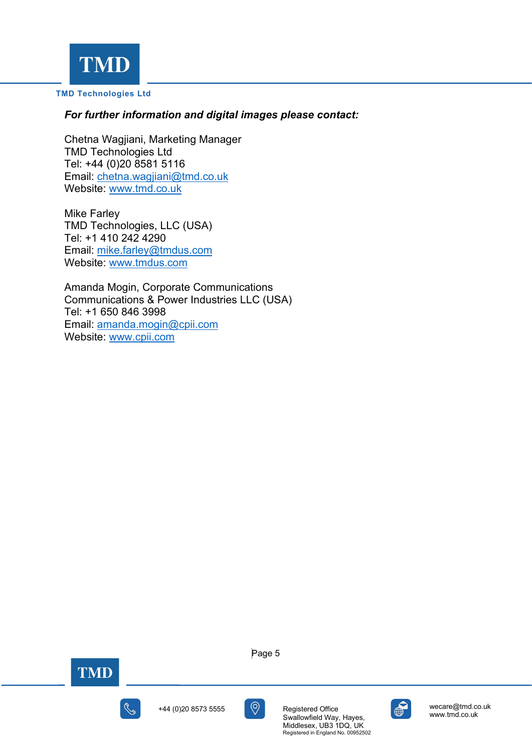***For further information and digital images please contact:***

Chetna Wagjiani, Marketing Manager
TMD Technologies Ltd
Tel: +44 (0)20 8581 5116
Email: chetna.wagjiani@tmd.co.uk
Website: www.tmd.co.uk

Mike Farley
TMD Technologies, LLC (USA)
Tel: +1 410 242 4290
Email: mike.farley@tmdus.com
Website: www.tmdus.com

Amanda Mogin, Corporate Communications
Communications & Power Industries LLC (USA)
Tel: +1 650 846 3998
Email: amanda.mogin@cpii.com
Website: www.cpii.com